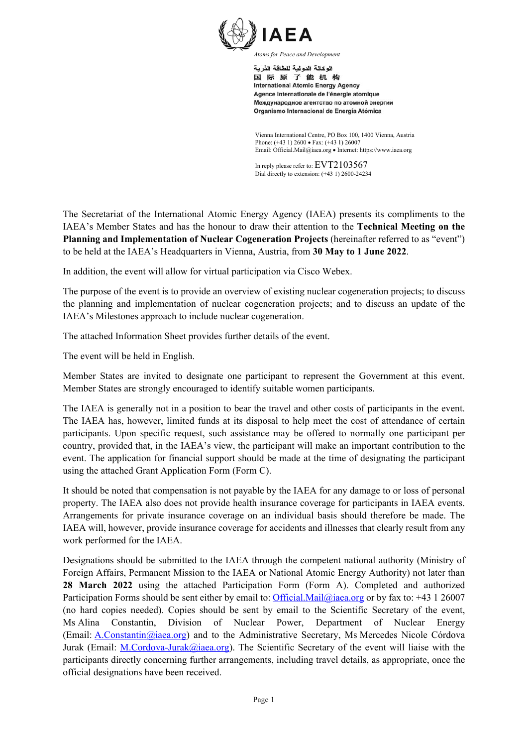**IAEA**

*Atoms for Peace and Development*

الوكالة الدولية للطاقة الذرية
国际原子能机构
International Atomic Energy Agency
Agence internationale de l'énergie atomique
Международное агентство по атомной энергии
Organismo Internacional de Energía Atómica

Vienna International Centre, PO Box 100, 1400 Vienna, Austria
Phone: (+43 1) 2600 • Fax: (+43 1) 26007
Email: Official.Mail@iaea.org • Internet: https://www.iaea.org

In reply please refer to: EVT2103567
Dial directly to extension: (+43 1) 2600-24234

The Secretariat of the International Atomic Energy Agency (IAEA) presents its compliments to the IAEA's Member States and has the honour to draw their attention to the **Technical Meeting on the Planning and Implementation of Nuclear Cogeneration Projects** (hereinafter referred to as "event") to be held at the IAEA's Headquarters in Vienna, Austria, from **30 May to 1 June 2022**.

In addition, the event will allow for virtual participation via Cisco Webex.

The purpose of the event is to provide an overview of existing nuclear cogeneration projects; to discuss the planning and implementation of nuclear cogeneration projects; and to discuss an update of the IAEA's Milestones approach to include nuclear cogeneration.

The attached Information Sheet provides further details of the event.

The event will be held in English.

Member States are invited to designate one participant to represent the Government at this event. Member States are strongly encouraged to identify suitable women participants.

The IAEA is generally not in a position to bear the travel and other costs of participants in the event. The IAEA has, however, limited funds at its disposal to help meet the cost of attendance of certain participants. Upon specific request, such assistance may be offered to normally one participant per country, provided that, in the IAEA's view, the participant will make an important contribution to the event. The application for financial support should be made at the time of designating the participant using the attached Grant Application Form (Form C).

It should be noted that compensation is not payable by the IAEA for any damage to or loss of personal property. The IAEA also does not provide health insurance coverage for participants in IAEA events. Arrangements for private insurance coverage on an individual basis should therefore be made. The IAEA will, however, provide insurance coverage for accidents and illnesses that clearly result from any work performed for the IAEA.

Designations should be submitted to the IAEA through the competent national authority (Ministry of Foreign Affairs, Permanent Mission to the IAEA or National Atomic Energy Authority) not later than **28 March 2022** using the attached Participation Form (Form A). Completed and authorized Participation Forms should be sent either by email to: Official.Mail@iaea.org or by fax to: +43 1 26007 (no hard copies needed). Copies should be sent by email to the Scientific Secretary of the event, Ms Alina Constantin, Division of Nuclear Power, Department of Nuclear Energy (Email: A.Constantin@iaea.org) and to the Administrative Secretary, Ms Mercedes Nicole Córdova Jurak (Email: M.Cordova-Jurak@iaea.org). The Scientific Secretary of the event will liaise with the participants directly concerning further arrangements, including travel details, as appropriate, once the official designations have been received.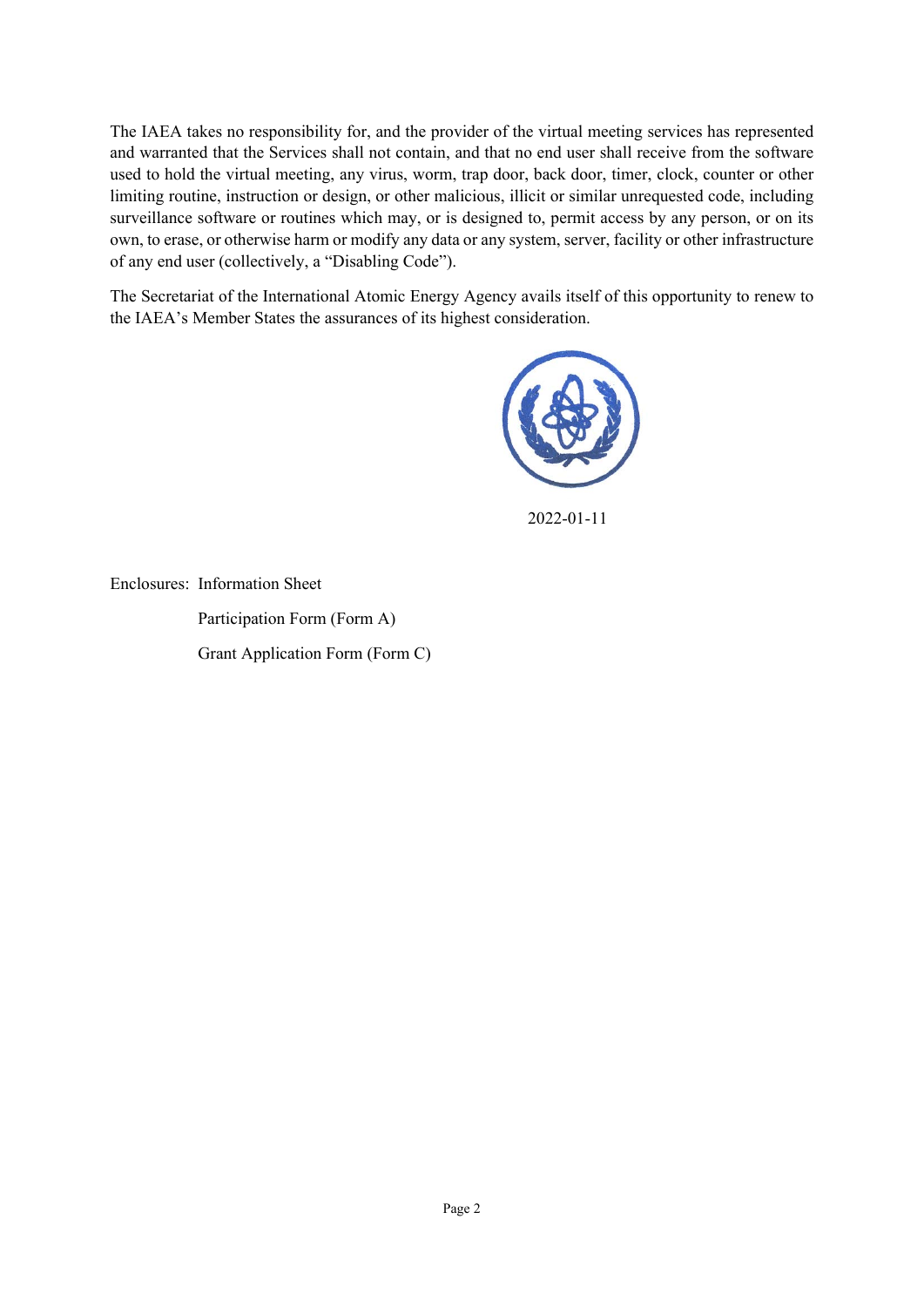The IAEA takes no responsibility for, and the provider of the virtual meeting services has represented and warranted that the Services shall not contain, and that no end user shall receive from the software used to hold the virtual meeting, any virus, worm, trap door, back door, timer, clock, counter or other limiting routine, instruction or design, or other malicious, illicit or similar unrequested code, including surveillance software or routines which may, or is designed to, permit access by any person, or on its own, to erase, or otherwise harm or modify any data or any system, server, facility or other infrastructure of any end user (collectively, a "Disabling Code").

The Secretariat of the International Atomic Energy Agency avails itself of this opportunity to renew to the IAEA's Member States the assurances of its highest consideration.

2022-01-11

Enclosures: Information Sheet

Participation Form (Form A)

Grant Application Form (Form C)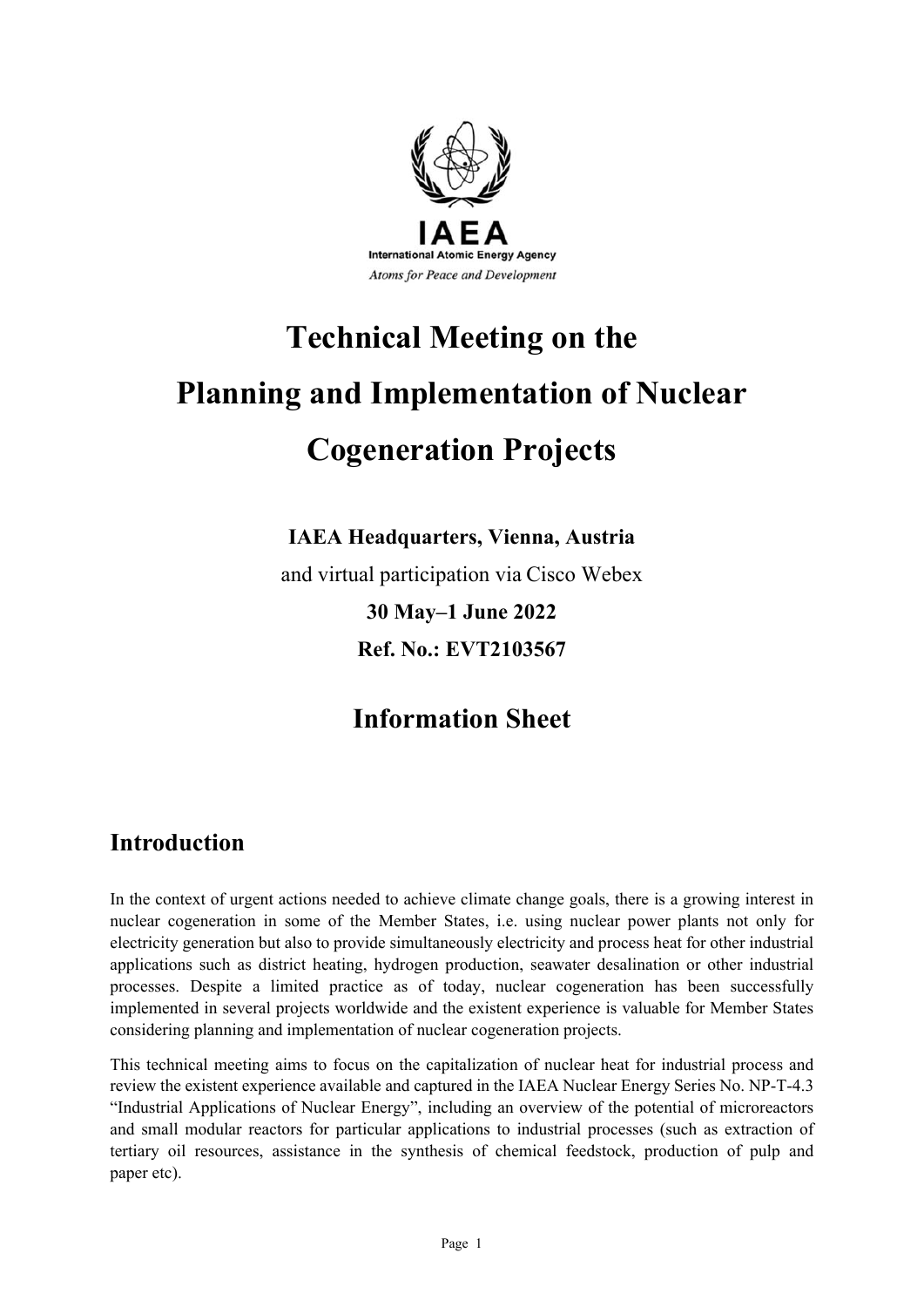IAEA

International Atomic Energy Agency

*Atoms for Peace and Development*

# Technical Meeting on the Planning and Implementation of Nuclear Cogeneration Projects

**IAEA Headquarters, Vienna, Austria**

and virtual participation via Cisco Webex

**30 May–1 June 2022**

**Ref. No.: EVT2103567**

## Information Sheet

## Introduction

In the context of urgent actions needed to achieve climate change goals, there is a growing interest in nuclear cogeneration in some of the Member States, i.e. using nuclear power plants not only for electricity generation but also to provide simultaneously electricity and process heat for other industrial applications such as district heating, hydrogen production, seawater desalination or other industrial processes. Despite a limited practice as of today, nuclear cogeneration has been successfully implemented in several projects worldwide and the existent experience is valuable for Member States considering planning and implementation of nuclear cogeneration projects.

This technical meeting aims to focus on the capitalization of nuclear heat for industrial process and review the existent experience available and captured in the IAEA Nuclear Energy Series No. NP-T-4.3 "Industrial Applications of Nuclear Energy", including an overview of the potential of microreactors and small modular reactors for particular applications to industrial processes (such as extraction of tertiary oil resources, assistance in the synthesis of chemical feedstock, production of pulp and paper etc).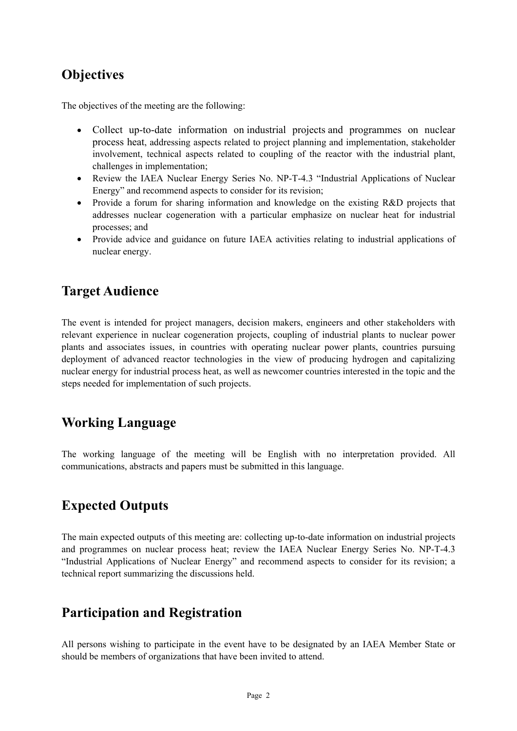## Objectives

The objectives of the meeting are the following:

- Collect up-to-date information on industrial projects and programmes on nuclear process heat, addressing aspects related to project planning and implementation, stakeholder involvement, technical aspects related to coupling of the reactor with the industrial plant, challenges in implementation;
- Review the IAEA Nuclear Energy Series No. NP-T-4.3 "Industrial Applications of Nuclear Energy" and recommend aspects to consider for its revision;
- Provide a forum for sharing information and knowledge on the existing R&D projects that addresses nuclear cogeneration with a particular emphasize on nuclear heat for industrial processes; and
- Provide advice and guidance on future IAEA activities relating to industrial applications of nuclear energy.

## Target Audience

The event is intended for project managers, decision makers, engineers and other stakeholders with relevant experience in nuclear cogeneration projects, coupling of industrial plants to nuclear power plants and associates issues, in countries with operating nuclear power plants, countries pursuing deployment of advanced reactor technologies in the view of producing hydrogen and capitalizing nuclear energy for industrial process heat, as well as newcomer countries interested in the topic and the steps needed for implementation of such projects.

## Working Language

The working language of the meeting will be English with no interpretation provided. All communications, abstracts and papers must be submitted in this language.

## Expected Outputs

The main expected outputs of this meeting are: collecting up-to-date information on industrial projects and programmes on nuclear process heat; review the IAEA Nuclear Energy Series No. NP-T-4.3 "Industrial Applications of Nuclear Energy" and recommend aspects to consider for its revision; a technical report summarizing the discussions held.

## Participation and Registration

All persons wishing to participate in the event have to be designated by an IAEA Member State or should be members of organizations that have been invited to attend.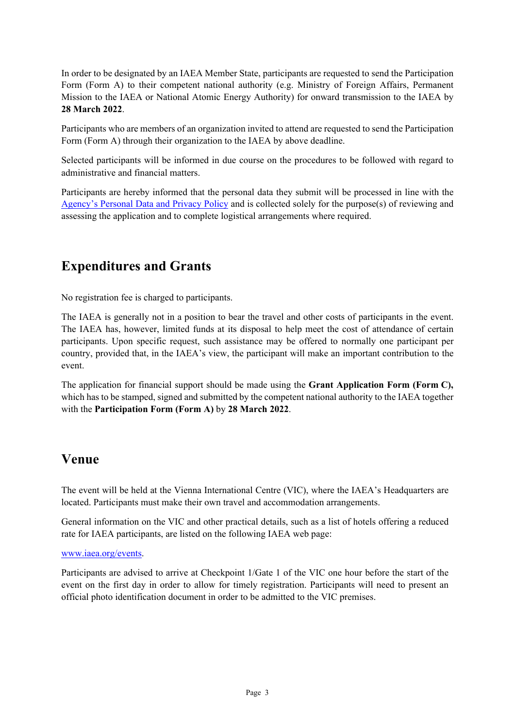In order to be designated by an IAEA Member State, participants are requested to send the Participation Form (Form A) to their competent national authority (e.g. Ministry of Foreign Affairs, Permanent Mission to the IAEA or National Atomic Energy Authority) for onward transmission to the IAEA by **28 March 2022**.

Participants who are members of an organization invited to attend are requested to send the Participation Form (Form A) through their organization to the IAEA by above deadline.

Selected participants will be informed in due course on the procedures to be followed with regard to administrative and financial matters.

Participants are hereby informed that the personal data they submit will be processed in line with the [Agency's Personal Data and Privacy Policy]() and is collected solely for the purpose(s) of reviewing and assessing the application and to complete logistical arrangements where required.

## Expenditures and Grants

No registration fee is charged to participants.

The IAEA is generally not in a position to bear the travel and other costs of participants in the event. The IAEA has, however, limited funds at its disposal to help meet the cost of attendance of certain participants. Upon specific request, such assistance may be offered to normally one participant per country, provided that, in the IAEA's view, the participant will make an important contribution to the event.

The application for financial support should be made using the **Grant Application Form (Form C),** which has to be stamped, signed and submitted by the competent national authority to the IAEA together with the **Participation Form (Form A)** by **28 March 2022**.

## Venue

The event will be held at the Vienna International Centre (VIC), where the IAEA's Headquarters are located. Participants must make their own travel and accommodation arrangements.

General information on the VIC and other practical details, such as a list of hotels offering a reduced rate for IAEA participants, are listed on the following IAEA web page:

[www.iaea.org/events](www.iaea.org/events).

Participants are advised to arrive at Checkpoint 1/Gate 1 of the VIC one hour before the start of the event on the first day in order to allow for timely registration. Participants will need to present an official photo identification document in order to be admitted to the VIC premises.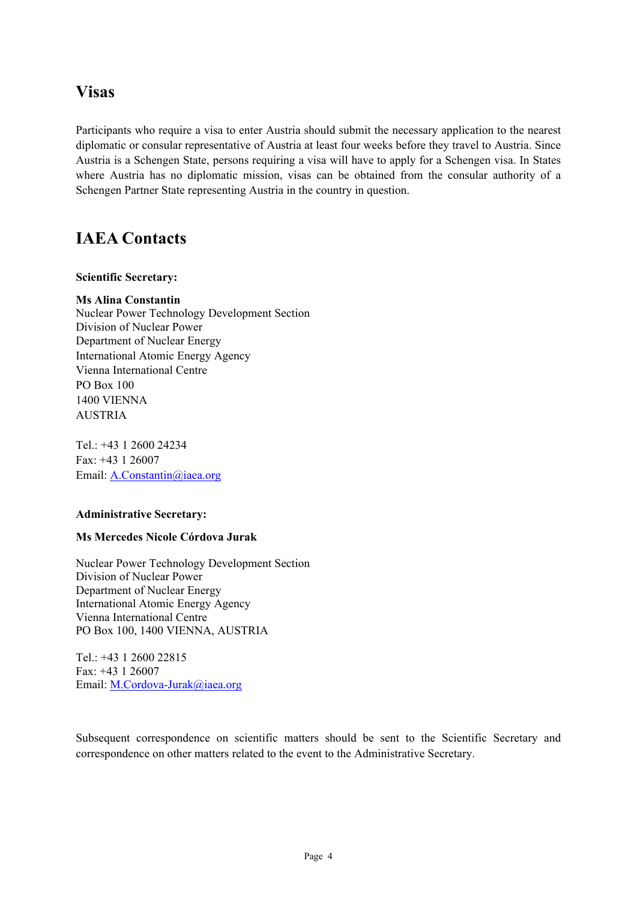## Visas

Participants who require a visa to enter Austria should submit the necessary application to the nearest diplomatic or consular representative of Austria at least four weeks before they travel to Austria. Since Austria is a Schengen State, persons requiring a visa will have to apply for a Schengen visa. In States where Austria has no diplomatic mission, visas can be obtained from the consular authority of a Schengen Partner State representing Austria in the country in question.

## IAEA Contacts

**Scientific Secretary:**

**Ms Alina Constantin**
Nuclear Power Technology Development Section
Division of Nuclear Power
Department of Nuclear Energy
International Atomic Energy Agency
Vienna International Centre
PO Box 100
1400 VIENNA
AUSTRIA

Tel.: +43 1 2600 24234
Fax: +43 1 26007
Email: A.Constantin@iaea.org

**Administrative Secretary:**

**Ms Mercedes Nicole Córdova Jurak**

Nuclear Power Technology Development Section
Division of Nuclear Power
Department of Nuclear Energy
International Atomic Energy Agency
Vienna International Centre
PO Box 100, 1400 VIENNA, AUSTRIA

Tel.: +43 1 2600 22815
Fax: +43 1 26007
Email: M.Cordova-Jurak@iaea.org

Subsequent correspondence on scientific matters should be sent to the Scientific Secretary and correspondence on other matters related to the event to the Administrative Secretary.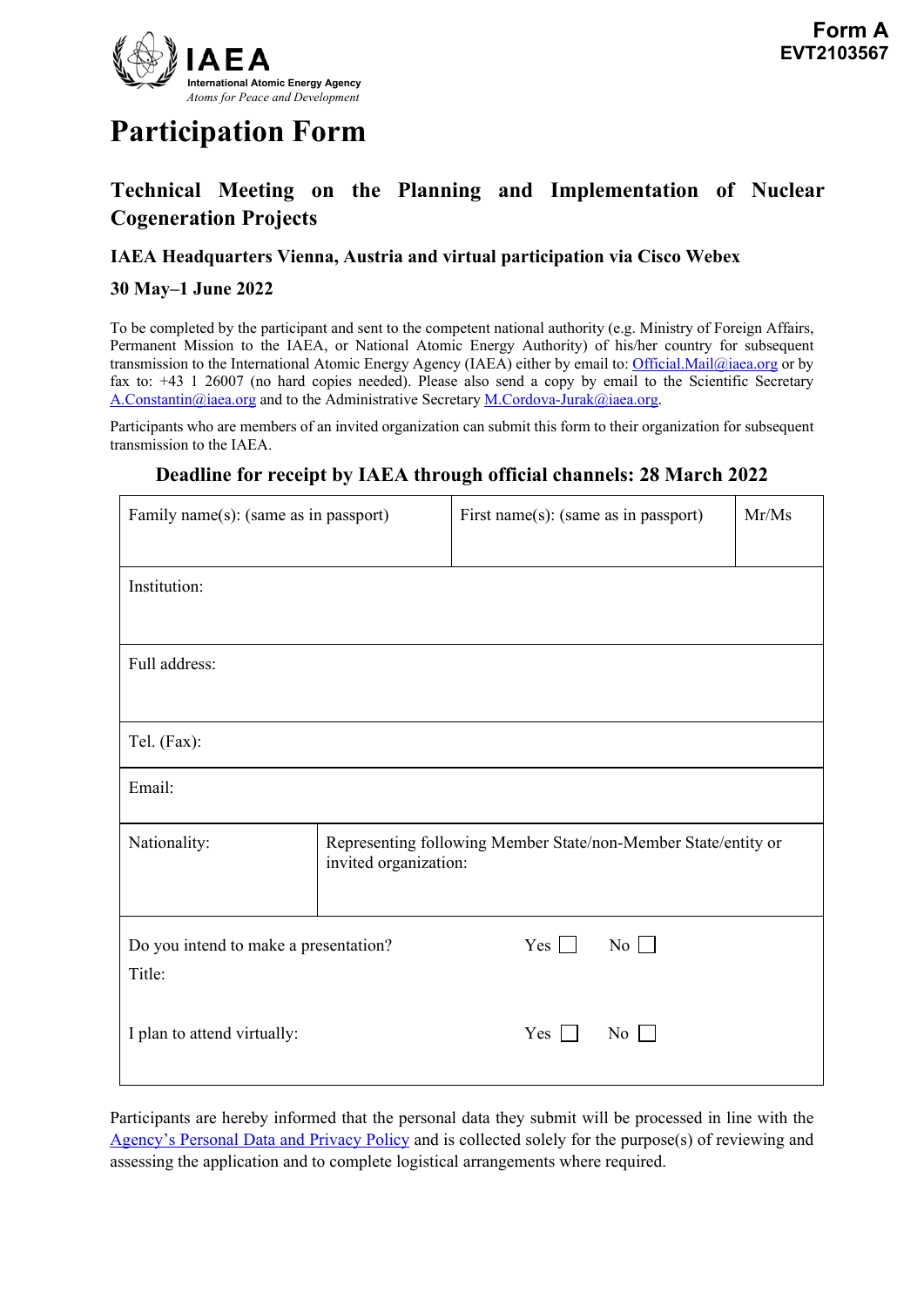**Form A**
**EVT2103567**

IAEA
International Atomic Energy Agency
*Atoms for Peace and Development*

# Participation Form

## Technical Meeting on the Planning and Implementation of Nuclear Cogeneration Projects

### IAEA Headquarters Vienna, Austria and virtual participation via Cisco Webex

### 30 May–1 June 2022

To be completed by the participant and sent to the competent national authority (e.g. Ministry of Foreign Affairs, Permanent Mission to the IAEA, or National Atomic Energy Authority) of his/her country for subsequent transmission to the International Atomic Energy Agency (IAEA) either by email to: Official.Mail@iaea.org or by fax to: +43 1 26007 (no hard copies needed). Please also send a copy by email to the Scientific Secretary A.Constantin@iaea.org and to the Administrative Secretary M.Cordova-Jurak@iaea.org.

Participants who are members of an invited organization can submit this form to their organization for subsequent transmission to the IAEA.

**Deadline for receipt by IAEA through official channels: 28 March 2022**

| Family name(s): (same as in passport) | First name(s): (same as in passport) | Mr/Ms |
|---|---|---|
| Institution: | | |
| Full address: | | |
| Tel. (Fax): | | |
| Email: | | |
| Nationality: | Representing following Member State/non-Member State/entity or invited organization: | |
| Do you intend to make a presentation? Yes ☐ No ☐<br>Title: | | |
| I plan to attend virtually: Yes ☐ No ☐ | | |

Participants are hereby informed that the personal data they submit will be processed in line with the Agency's Personal Data and Privacy Policy and is collected solely for the purpose(s) of reviewing and assessing the application and to complete logistical arrangements where required.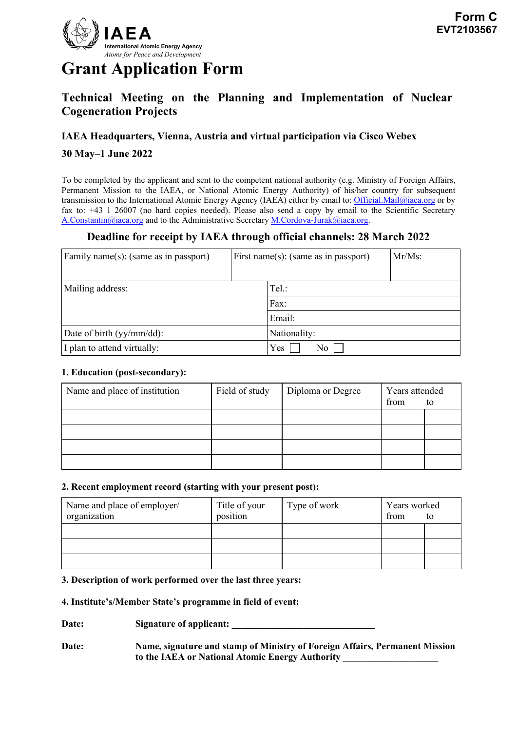**Form C**
**EVT2103567**

IAEA
International Atomic Energy Agency
*Atoms for Peace and Development*

# Grant Application Form

## Technical Meeting on the Planning and Implementation of Nuclear Cogeneration Projects

### IAEA Headquarters, Vienna, Austria and virtual participation via Cisco Webex

### 30 May–1 June 2022

To be completed by the applicant and sent to the competent national authority (e.g. Ministry of Foreign Affairs, Permanent Mission to the IAEA, or National Atomic Energy Authority) of his/her country for subsequent transmission to the International Atomic Energy Agency (IAEA) either by email to: Official.Mail@iaea.org or by fax to: +43 1 26007 (no hard copies needed). Please also send a copy by email to the Scientific Secretary A.Constantin@iaea.org and to the Administrative Secretary M.Cordova-Jurak@iaea.org.

**Deadline for receipt by IAEA through official channels: 28 March 2022**

| | | |
|---|---|---|
| Family name(s): (same as in passport) | First name(s): (same as in passport) | Mr/Ms: |
| Mailing address: | Tel.: | |
| | Fax: | |
| | Email: | |
| Date of birth (yy/mm/dd): | Nationality: | |
| I plan to attend virtually: | Yes ☐ No ☐ | |

**1. Education (post-secondary):**

| Name and place of institution | Field of study | Diploma or Degree | Years attended from | to |
|---|---|---|---|---|
| | | | | |
| | | | | |
| | | | | |
| | | | | |

**2. Recent employment record (starting with your present post):**

| Name and place of employer/ organization | Title of your position | Type of work | Years worked from | to |
|---|---|---|---|---|
| | | | | |
| | | | | |
| | | | | |

**3. Description of work performed over the last three years:**

**4. Institute's/Member State's programme in field of event:**

**Date:** **Signature of applicant: \_\_\_\_\_\_\_\_\_\_\_\_\_\_\_\_\_\_\_\_\_\_\_\_\_\_\_\_\_\_**

**Date:** **Name, signature and stamp of Ministry of Foreign Affairs, Permanent Mission to the IAEA or National Atomic Energy Authority** \_\_\_\_\_\_\_\_\_\_\_\_\_\_\_\_\_\_\_\_